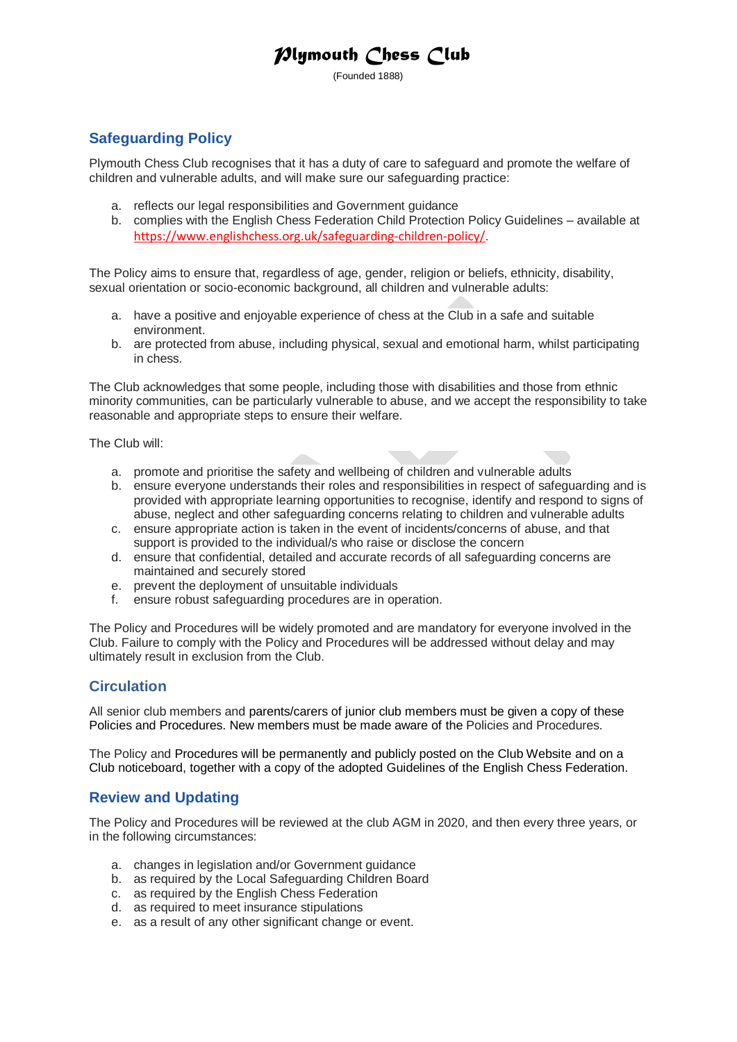# Plymouth Chess Club

(Founded 1888)

## Safeguarding Policy

Plymouth Chess Club recognises that it has a duty of care to safeguard and promote the welfare of children and vulnerable adults, and will make sure our safeguarding practice:

a. reflects our legal responsibilities and Government guidance
b. complies with the English Chess Federation Child Protection Policy Guidelines – available at https://www.englishchess.org.uk/safeguarding-children-policy/.

The Policy aims to ensure that, regardless of age, gender, religion or beliefs, ethnicity, disability, sexual orientation or socio-economic background, all children and vulnerable adults:

a. have a positive and enjoyable experience of chess at the Club in a safe and suitable environment.
b. are protected from abuse, including physical, sexual and emotional harm, whilst participating in chess.

The Club acknowledges that some people, including those with disabilities and those from ethnic minority communities, can be particularly vulnerable to abuse, and we accept the responsibility to take reasonable and appropriate steps to ensure their welfare.

The Club will:

a. promote and prioritise the safety and wellbeing of children and vulnerable adults
b. ensure everyone understands their roles and responsibilities in respect of safeguarding and is provided with appropriate learning opportunities to recognise, identify and respond to signs of abuse, neglect and other safeguarding concerns relating to children and vulnerable adults
c. ensure appropriate action is taken in the event of incidents/concerns of abuse, and that support is provided to the individual/s who raise or disclose the concern
d. ensure that confidential, detailed and accurate records of all safeguarding concerns are maintained and securely stored
e. prevent the deployment of unsuitable individuals
f. ensure robust safeguarding procedures are in operation.

The Policy and Procedures will be widely promoted and are mandatory for everyone involved in the Club. Failure to comply with the Policy and Procedures will be addressed without delay and may ultimately result in exclusion from the Club.

## Circulation

All senior club members and parents/carers of junior club members must be given a copy of these Policies and Procedures. New members must be made aware of the Policies and Procedures.

The Policy and Procedures will be permanently and publicly posted on the Club Website and on a Club noticeboard, together with a copy of the adopted Guidelines of the English Chess Federation.

## Review and Updating

The Policy and Procedures will be reviewed at the club AGM in 2020, and then every three years, or in the following circumstances:

a. changes in legislation and/or Government guidance
b. as required by the Local Safeguarding Children Board
c. as required by the English Chess Federation
d. as required to meet insurance stipulations
e. as a result of any other significant change or event.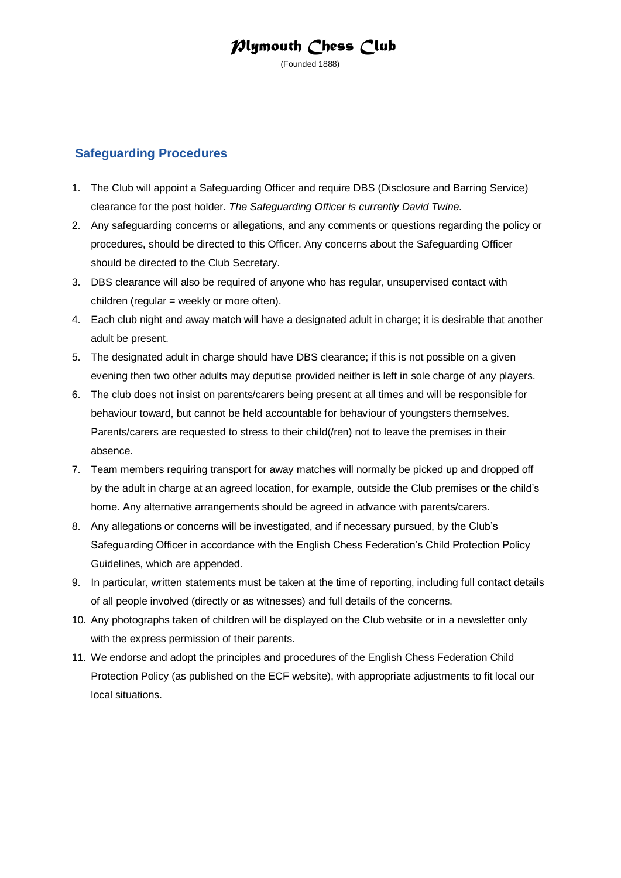# Plymouth Chess Club

(Founded 1888)

## Safeguarding Procedures

1. The Club will appoint a Safeguarding Officer and require DBS (Disclosure and Barring Service) clearance for the post holder. *The Safeguarding Officer is currently David Twine.*
2. Any safeguarding concerns or allegations, and any comments or questions regarding the policy or procedures, should be directed to this Officer. Any concerns about the Safeguarding Officer should be directed to the Club Secretary.
3. DBS clearance will also be required of anyone who has regular, unsupervised contact with children (regular = weekly or more often).
4. Each club night and away match will have a designated adult in charge; it is desirable that another adult be present.
5. The designated adult in charge should have DBS clearance; if this is not possible on a given evening then two other adults may deputise provided neither is left in sole charge of any players.
6. The club does not insist on parents/carers being present at all times and will be responsible for behaviour toward, but cannot be held accountable for behaviour of youngsters themselves. Parents/carers are requested to stress to their child(/ren) not to leave the premises in their absence.
7. Team members requiring transport for away matches will normally be picked up and dropped off by the adult in charge at an agreed location, for example, outside the Club premises or the child's home. Any alternative arrangements should be agreed in advance with parents/carers.
8. Any allegations or concerns will be investigated, and if necessary pursued, by the Club's Safeguarding Officer in accordance with the English Chess Federation's Child Protection Policy Guidelines, which are appended.
9. In particular, written statements must be taken at the time of reporting, including full contact details of all people involved (directly or as witnesses) and full details of the concerns.
10. Any photographs taken of children will be displayed on the Club website or in a newsletter only with the express permission of their parents.
11. We endorse and adopt the principles and procedures of the English Chess Federation Child Protection Policy (as published on the ECF website), with appropriate adjustments to fit local our local situations.